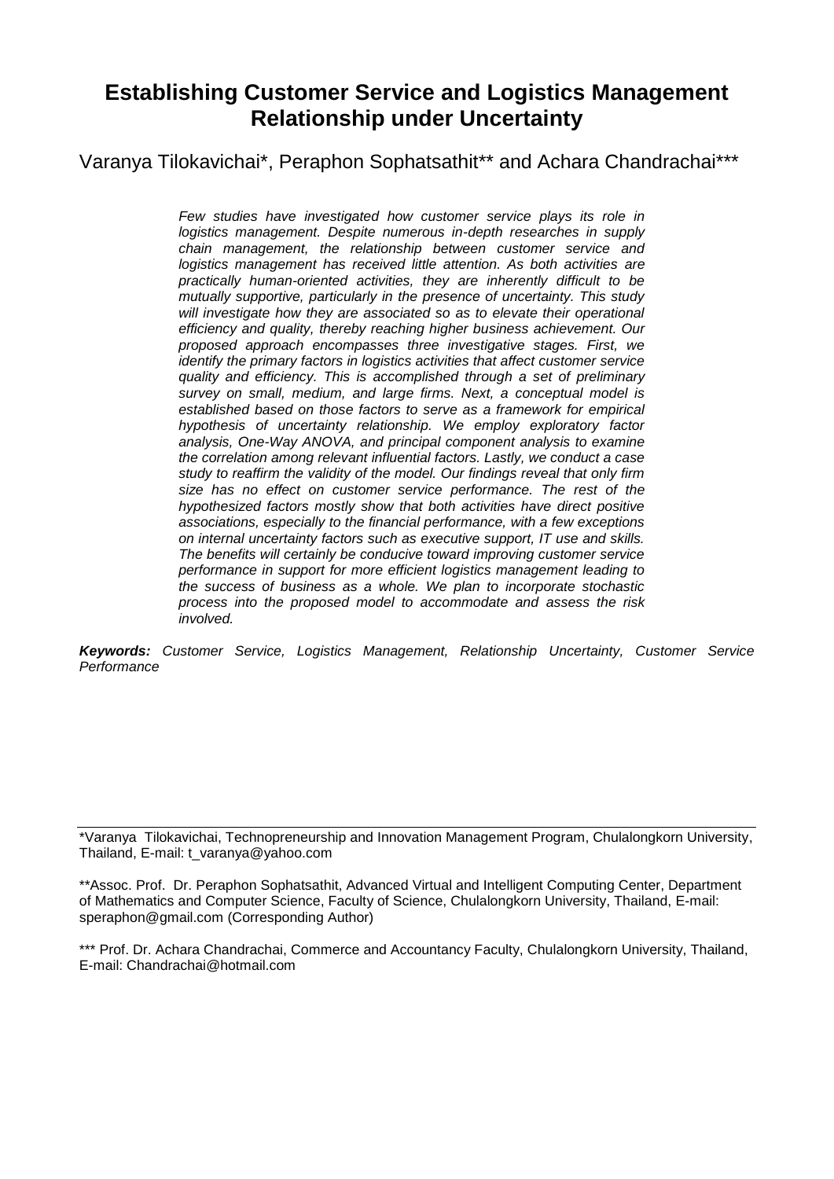# Establishing Customer Service and Logistics Management Relationship under Uncertainty

Varanya Tilokavichai*, Peraphon Sophatsathit** and Achara Chandrachai***

*Few studies have investigated how customer service plays its role in logistics management. Despite numerous in-depth researches in supply chain management, the relationship between customer service and logistics management has received little attention. As both activities are practically human-oriented activities, they are inherently difficult to be mutually supportive, particularly in the presence of uncertainty. This study will investigate how they are associated so as to elevate their operational efficiency and quality, thereby reaching higher business achievement. Our proposed approach encompasses three investigative stages. First, we identify the primary factors in logistics activities that affect customer service quality and efficiency. This is accomplished through a set of preliminary survey on small, medium, and large firms. Next, a conceptual model is established based on those factors to serve as a framework for empirical hypothesis of uncertainty relationship. We employ exploratory factor analysis, One-Way ANOVA, and principal component analysis to examine the correlation among relevant influential factors. Lastly, we conduct a case study to reaffirm the validity of the model. Our findings reveal that only firm size has no effect on customer service performance. The rest of the hypothesized factors mostly show that both activities have direct positive associations, especially to the financial performance, with a few exceptions on internal uncertainty factors such as executive support, IT use and skills. The benefits will certainly be conducive toward improving customer service performance in support for more efficient logistics management leading to the success of business as a whole. We plan to incorporate stochastic process into the proposed model to accommodate and assess the risk involved.*

***Keywords:*** *Customer Service, Logistics Management, Relationship Uncertainty, Customer Service Performance*

---

*Varanya Tilokavichai, Technopreneurship and Innovation Management Program, Chulalongkorn University, Thailand, E-mail: t_varanya@yahoo.com

**Assoc. Prof. Dr. Peraphon Sophatsathit, Advanced Virtual and Intelligent Computing Center, Department of Mathematics and Computer Science, Faculty of Science, Chulalongkorn University, Thailand, E-mail: speraphon@gmail.com (Corresponding Author)

*** Prof. Dr. Achara Chandrachai, Commerce and Accountancy Faculty, Chulalongkorn University, Thailand, E-mail: Chandrachai@hotmail.com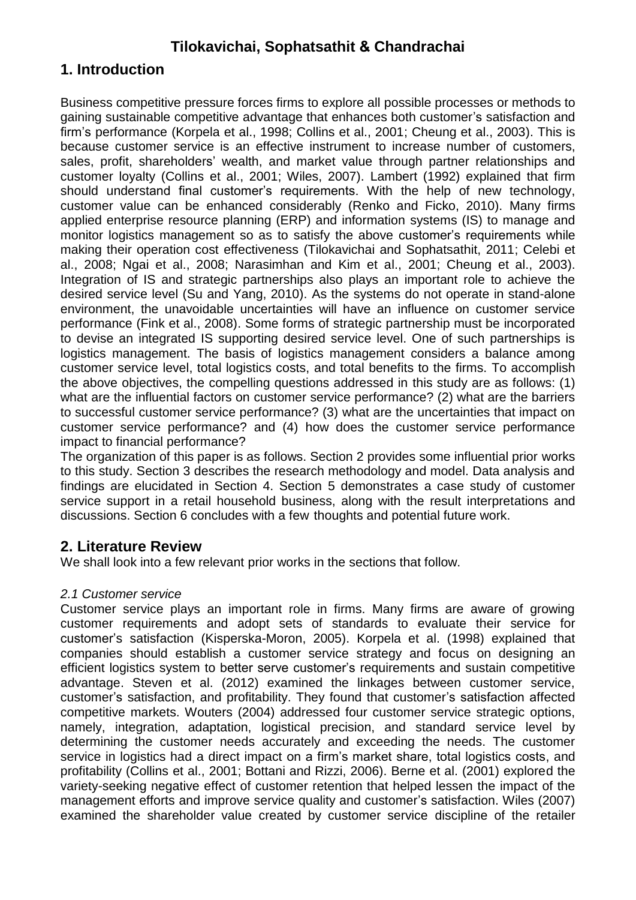## 1. Introduction

Business competitive pressure forces firms to explore all possible processes or methods to gaining sustainable competitive advantage that enhances both customer's satisfaction and firm's performance (Korpela et al., 1998; Collins et al., 2001; Cheung et al., 2003). This is because customer service is an effective instrument to increase number of customers, sales, profit, shareholders' wealth, and market value through partner relationships and customer loyalty (Collins et al., 2001; Wiles, 2007). Lambert (1992) explained that firm should understand final customer's requirements. With the help of new technology, customer value can be enhanced considerably (Renko and Ficko, 2010). Many firms applied enterprise resource planning (ERP) and information systems (IS) to manage and monitor logistics management so as to satisfy the above customer's requirements while making their operation cost effectiveness (Tilokavichai and Sophatsathit, 2011; Celebi et al., 2008; Ngai et al., 2008; Narasimhan and Kim et al., 2001; Cheung et al., 2003). Integration of IS and strategic partnerships also plays an important role to achieve the desired service level (Su and Yang, 2010). As the systems do not operate in stand-alone environment, the unavoidable uncertainties will have an influence on customer service performance (Fink et al., 2008). Some forms of strategic partnership must be incorporated to devise an integrated IS supporting desired service level. One of such partnerships is logistics management. The basis of logistics management considers a balance among customer service level, total logistics costs, and total benefits to the firms. To accomplish the above objectives, the compelling questions addressed in this study are as follows: (1) what are the influential factors on customer service performance? (2) what are the barriers to successful customer service performance? (3) what are the uncertainties that impact on customer service performance? and (4) how does the customer service performance impact to financial performance?

The organization of this paper is as follows. Section 2 provides some influential prior works to this study. Section 3 describes the research methodology and model. Data analysis and findings are elucidated in Section 4. Section 5 demonstrates a case study of customer service support in a retail household business, along with the result interpretations and discussions. Section 6 concludes with a few thoughts and potential future work.

## 2. Literature Review

We shall look into a few relevant prior works in the sections that follow.

### *2.1 Customer service*

Customer service plays an important role in firms. Many firms are aware of growing customer requirements and adopt sets of standards to evaluate their service for customer's satisfaction (Kisperska-Moron, 2005). Korpela et al. (1998) explained that companies should establish a customer service strategy and focus on designing an efficient logistics system to better serve customer's requirements and sustain competitive advantage. Steven et al. (2012) examined the linkages between customer service, customer's satisfaction, and profitability. They found that customer's satisfaction affected competitive markets. Wouters (2004) addressed four customer service strategic options, namely, integration, adaptation, logistical precision, and standard service level by determining the customer needs accurately and exceeding the needs. The customer service in logistics had a direct impact on a firm's market share, total logistics costs, and profitability (Collins et al., 2001; Bottani and Rizzi, 2006). Berne et al. (2001) explored the variety-seeking negative effect of customer retention that helped lessen the impact of the management efforts and improve service quality and customer's satisfaction. Wiles (2007) examined the shareholder value created by customer service discipline of the retailer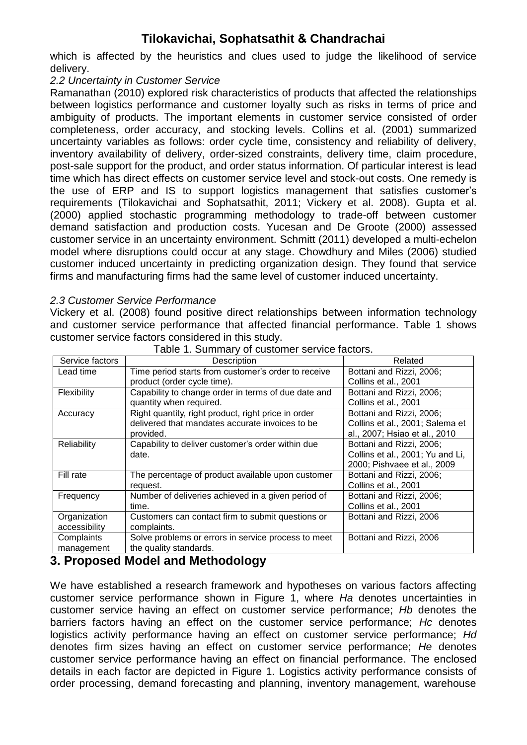which is affected by the heuristics and clues used to judge the likelihood of service delivery.

### *2.2 Uncertainty in Customer Service*

Ramanathan (2010) explored risk characteristics of products that affected the relationships between logistics performance and customer loyalty such as risks in terms of price and ambiguity of products. The important elements in customer service consisted of order completeness, order accuracy, and stocking levels. Collins et al. (2001) summarized uncertainty variables as follows: order cycle time, consistency and reliability of delivery, inventory availability of delivery, order-sized constraints, delivery time, claim procedure, post-sale support for the product, and order status information. Of particular interest is lead time which has direct effects on customer service level and stock-out costs. One remedy is the use of ERP and IS to support logistics management that satisfies customer's requirements (Tilokavichai and Sophatsathit, 2011; Vickery et al. 2008). Gupta et al. (2000) applied stochastic programming methodology to trade-off between customer demand satisfaction and production costs. Yucesan and De Groote (2000) assessed customer service in an uncertainty environment. Schmitt (2011) developed a multi-echelon model where disruptions could occur at any stage. Chowdhury and Miles (2006) studied customer induced uncertainty in predicting organization design. They found that service firms and manufacturing firms had the same level of customer induced uncertainty.

### *2.3 Customer Service Performance*

Vickery et al. (2008) found positive direct relationships between information technology and customer service performance that affected financial performance. Table 1 shows customer service factors considered in this study.

Table 1. Summary of customer service factors.

| Service factors | Description | Related |
|---|---|---|
| Lead time | Time period starts from customer's order to receive product (order cycle time). | Bottani and Rizzi, 2006; Collins et al., 2001 |
| Flexibility | Capability to change order in terms of due date and quantity when required. | Bottani and Rizzi, 2006; Collins et al., 2001 |
| Accuracy | Right quantity, right product, right price in order delivered that mandates accurate invoices to be provided. | Bottani and Rizzi, 2006; Collins et al., 2001; Salema et al., 2007; Hsiao et al., 2010 |
| Reliability | Capability to deliver customer's order within due date. | Bottani and Rizzi, 2006; Collins et al., 2001; Yu and Li, 2000; Pishvaee et al., 2009 |
| Fill rate | The percentage of product available upon customer request. | Bottani and Rizzi, 2006; Collins et al., 2001 |
| Frequency | Number of deliveries achieved in a given period of time. | Bottani and Rizzi, 2006; Collins et al., 2001 |
| Organization accessibility | Customers can contact firm to submit questions or complaints. | Bottani and Rizzi, 2006 |
| Complaints management | Solve problems or errors in service process to meet the quality standards. | Bottani and Rizzi, 2006 |

## 3. Proposed Model and Methodology

We have established a research framework and hypotheses on various factors affecting customer service performance shown in Figure 1, where *Ha* denotes uncertainties in customer service having an effect on customer service performance; *Hb* denotes the barriers factors having an effect on the customer service performance; *Hc* denotes logistics activity performance having an effect on customer service performance; *Hd* denotes firm sizes having an effect on customer service performance; *He* denotes customer service performance having an effect on financial performance. The enclosed details in each factor are depicted in Figure 1. Logistics activity performance consists of order processing, demand forecasting and planning, inventory management, warehouse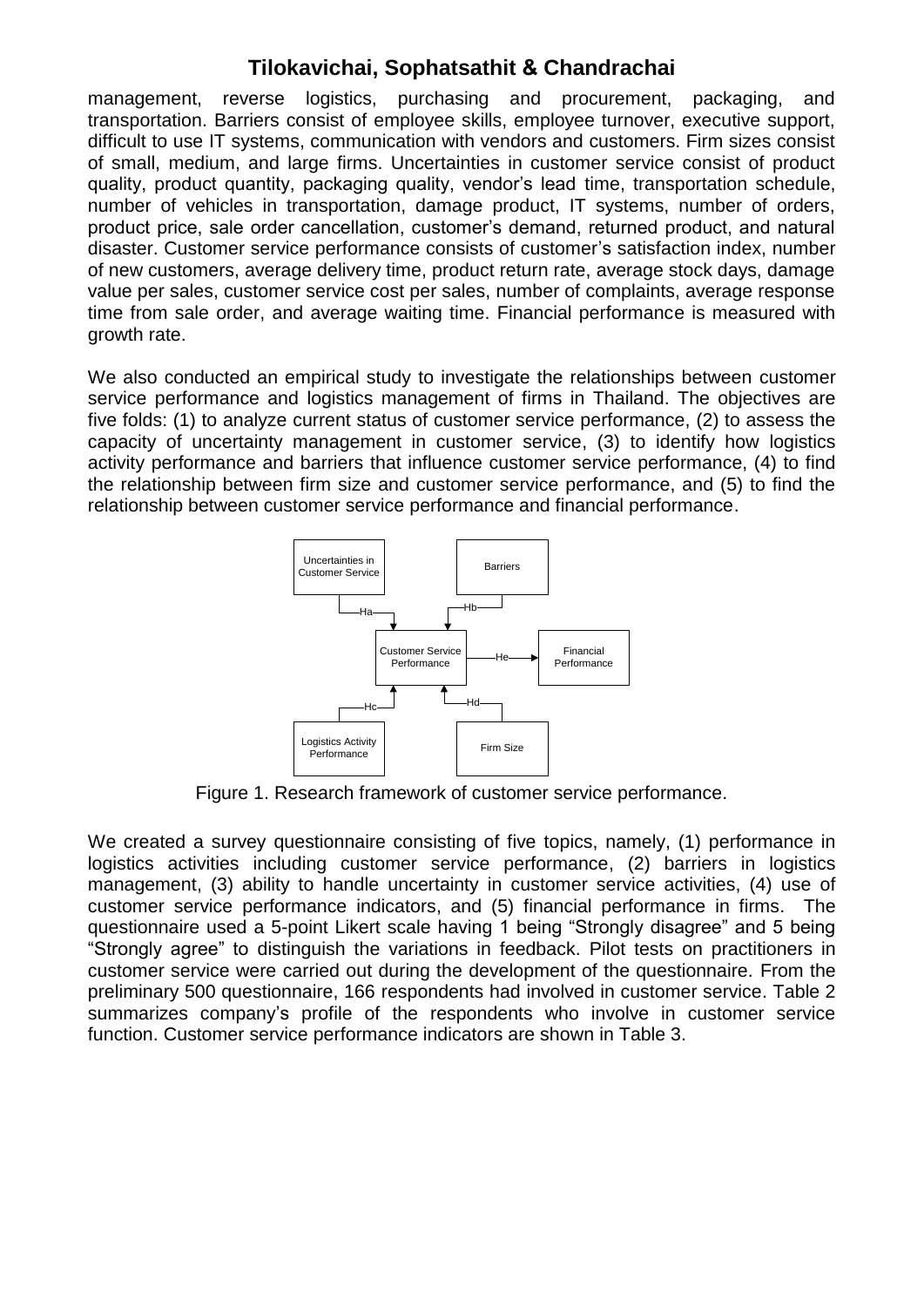management, reverse logistics, purchasing and procurement, packaging, and transportation. Barriers consist of employee skills, employee turnover, executive support, difficult to use IT systems, communication with vendors and customers. Firm sizes consist of small, medium, and large firms. Uncertainties in customer service consist of product quality, product quantity, packaging quality, vendor's lead time, transportation schedule, number of vehicles in transportation, damage product, IT systems, number of orders, product price, sale order cancellation, customer's demand, returned product, and natural disaster. Customer service performance consists of customer's satisfaction index, number of new customers, average delivery time, product return rate, average stock days, damage value per sales, customer service cost per sales, number of complaints, average response time from sale order, and average waiting time. Financial performance is measured with growth rate.

We also conducted an empirical study to investigate the relationships between customer service performance and logistics management of firms in Thailand. The objectives are five folds: (1) to analyze current status of customer service performance, (2) to assess the capacity of uncertainty management in customer service, (3) to identify how logistics activity performance and barriers that influence customer service performance, (4) to find the relationship between firm size and customer service performance, and (5) to find the relationship between customer service performance and financial performance.

Figure 1. Research framework of customer service performance.

We created a survey questionnaire consisting of five topics, namely, (1) performance in logistics activities including customer service performance, (2) barriers in logistics management, (3) ability to handle uncertainty in customer service activities, (4) use of customer service performance indicators, and (5) financial performance in firms. The questionnaire used a 5-point Likert scale having 1 being "Strongly disagree" and 5 being "Strongly agree" to distinguish the variations in feedback. Pilot tests on practitioners in customer service were carried out during the development of the questionnaire. From the preliminary 500 questionnaire, 166 respondents had involved in customer service. Table 2 summarizes company's profile of the respondents who involve in customer service function. Customer service performance indicators are shown in Table 3.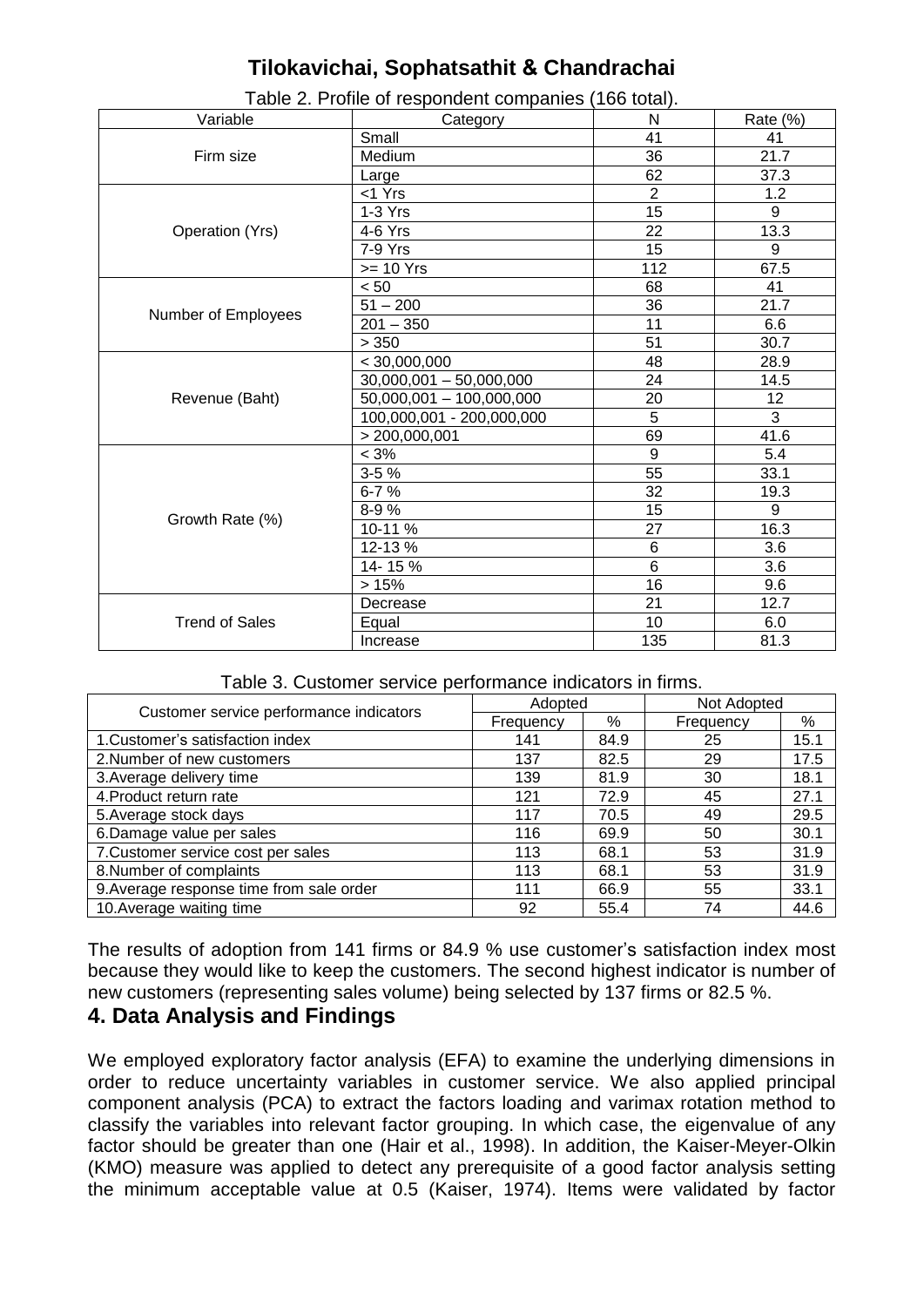Table 2. Profile of respondent companies (166 total).

| Variable | Category | N | Rate (%) |
|---|---|---|---|
| Firm size | Small | 41 | 41 |
| | Medium | 36 | 21.7 |
| | Large | 62 | 37.3 |
| Operation (Yrs) | <1 Yrs | 2 | 1.2 |
| | 1-3 Yrs | 15 | 9 |
| | 4-6 Yrs | 22 | 13.3 |
| | 7-9 Yrs | 15 | 9 |
| | >= 10 Yrs | 112 | 67.5 |
| Number of Employees | < 50 | 68 | 41 |
| | 51 – 200 | 36 | 21.7 |
| | 201 – 350 | 11 | 6.6 |
| | > 350 | 51 | 30.7 |
| Revenue (Baht) | < 30,000,000 | 48 | 28.9 |
| | 30,000,001 – 50,000,000 | 24 | 14.5 |
| | 50,000,001 – 100,000,000 | 20 | 12 |
| | 100,000,001 - 200,000,000 | 5 | 3 |
| | > 200,000,001 | 69 | 41.6 |
| Growth Rate (%) | < 3% | 9 | 5.4 |
| | 3-5 % | 55 | 33.1 |
| | 6-7 % | 32 | 19.3 |
| | 8-9 % | 15 | 9 |
| | 10-11 % | 27 | 16.3 |
| | 12-13 % | 6 | 3.6 |
| | 14- 15 % | 6 | 3.6 |
| | > 15% | 16 | 9.6 |
| Trend of Sales | Decrease | 21 | 12.7 |
| | Equal | 10 | 6.0 |
| | Increase | 135 | 81.3 |

Table 3. Customer service performance indicators in firms.

| Customer service performance indicators | Adopted | | Not Adopted | |
|---|---|---|---|---|
| | Frequency | % | Frequency | % |
| 1.Customer's satisfaction index | 141 | 84.9 | 25 | 15.1 |
| 2.Number of new customers | 137 | 82.5 | 29 | 17.5 |
| 3.Average delivery time | 139 | 81.9 | 30 | 18.1 |
| 4.Product return rate | 121 | 72.9 | 45 | 27.1 |
| 5.Average stock days | 117 | 70.5 | 49 | 29.5 |
| 6.Damage value per sales | 116 | 69.9 | 50 | 30.1 |
| 7.Customer service cost per sales | 113 | 68.1 | 53 | 31.9 |
| 8.Number of complaints | 113 | 68.1 | 53 | 31.9 |
| 9.Average response time from sale order | 111 | 66.9 | 55 | 33.1 |
| 10.Average waiting time | 92 | 55.4 | 74 | 44.6 |

The results of adoption from 141 firms or 84.9 % use customer's satisfaction index most because they would like to keep the customers. The second highest indicator is number of new customers (representing sales volume) being selected by 137 firms or 82.5 %.

## 4. Data Analysis and Findings

We employed exploratory factor analysis (EFA) to examine the underlying dimensions in order to reduce uncertainty variables in customer service. We also applied principal component analysis (PCA) to extract the factors loading and varimax rotation method to classify the variables into relevant factor grouping. In which case, the eigenvalue of any factor should be greater than one (Hair et al., 1998). In addition, the Kaiser-Meyer-Olkin (KMO) measure was applied to detect any prerequisite of a good factor analysis setting the minimum acceptable value at 0.5 (Kaiser, 1974). Items were validated by factor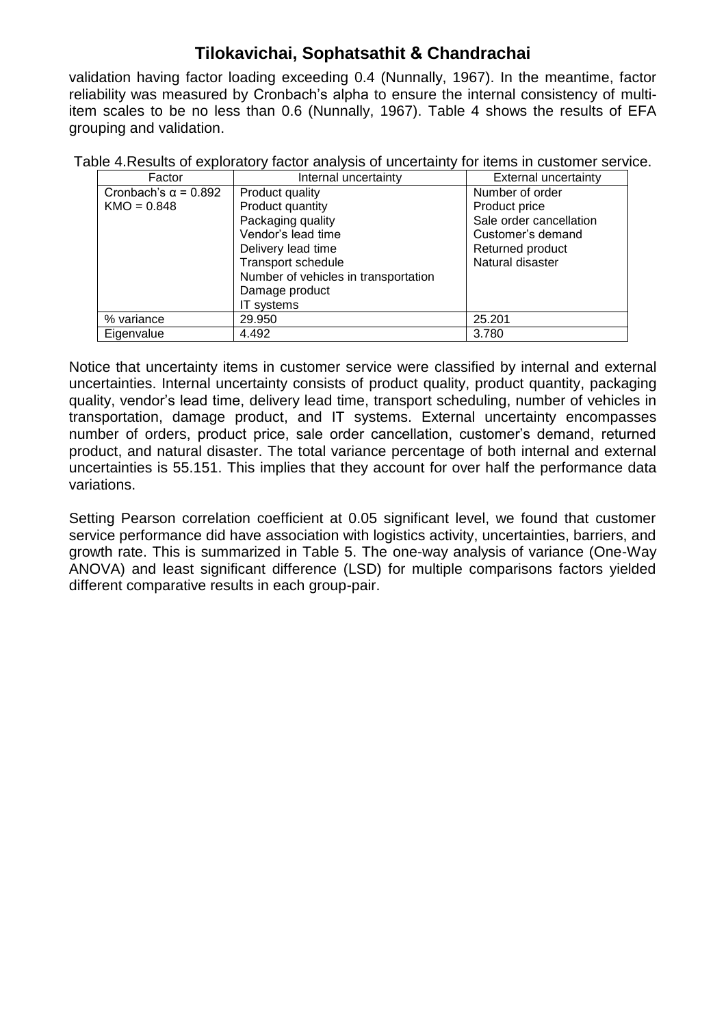validation having factor loading exceeding 0.4 (Nunnally, 1967). In the meantime, factor reliability was measured by Cronbach's alpha to ensure the internal consistency of multi-item scales to be no less than 0.6 (Nunnally, 1967). Table 4 shows the results of EFA grouping and validation.

Table 4.Results of exploratory factor analysis of uncertainty for items in customer service.

| Factor | Internal uncertainty | External uncertainty |
|---|---|---|
| Cronbach's α = 0.892<br>KMO = 0.848 | Product quality<br>Product quantity<br>Packaging quality<br>Vendor's lead time<br>Delivery lead time<br>Transport schedule<br>Number of vehicles in transportation<br>Damage product<br>IT systems | Number of order<br>Product price<br>Sale order cancellation<br>Customer's demand<br>Returned product<br>Natural disaster |
| % variance | 29.950 | 25.201 |
| Eigenvalue | 4.492 | 3.780 |

Notice that uncertainty items in customer service were classified by internal and external uncertainties. Internal uncertainty consists of product quality, product quantity, packaging quality, vendor's lead time, delivery lead time, transport scheduling, number of vehicles in transportation, damage product, and IT systems. External uncertainty encompasses number of orders, product price, sale order cancellation, customer's demand, returned product, and natural disaster. The total variance percentage of both internal and external uncertainties is 55.151. This implies that they account for over half the performance data variations.

Setting Pearson correlation coefficient at 0.05 significant level, we found that customer service performance did have association with logistics activity, uncertainties, barriers, and growth rate. This is summarized in Table 5. The one-way analysis of variance (One-Way ANOVA) and least significant difference (LSD) for multiple comparisons factors yielded different comparative results in each group-pair.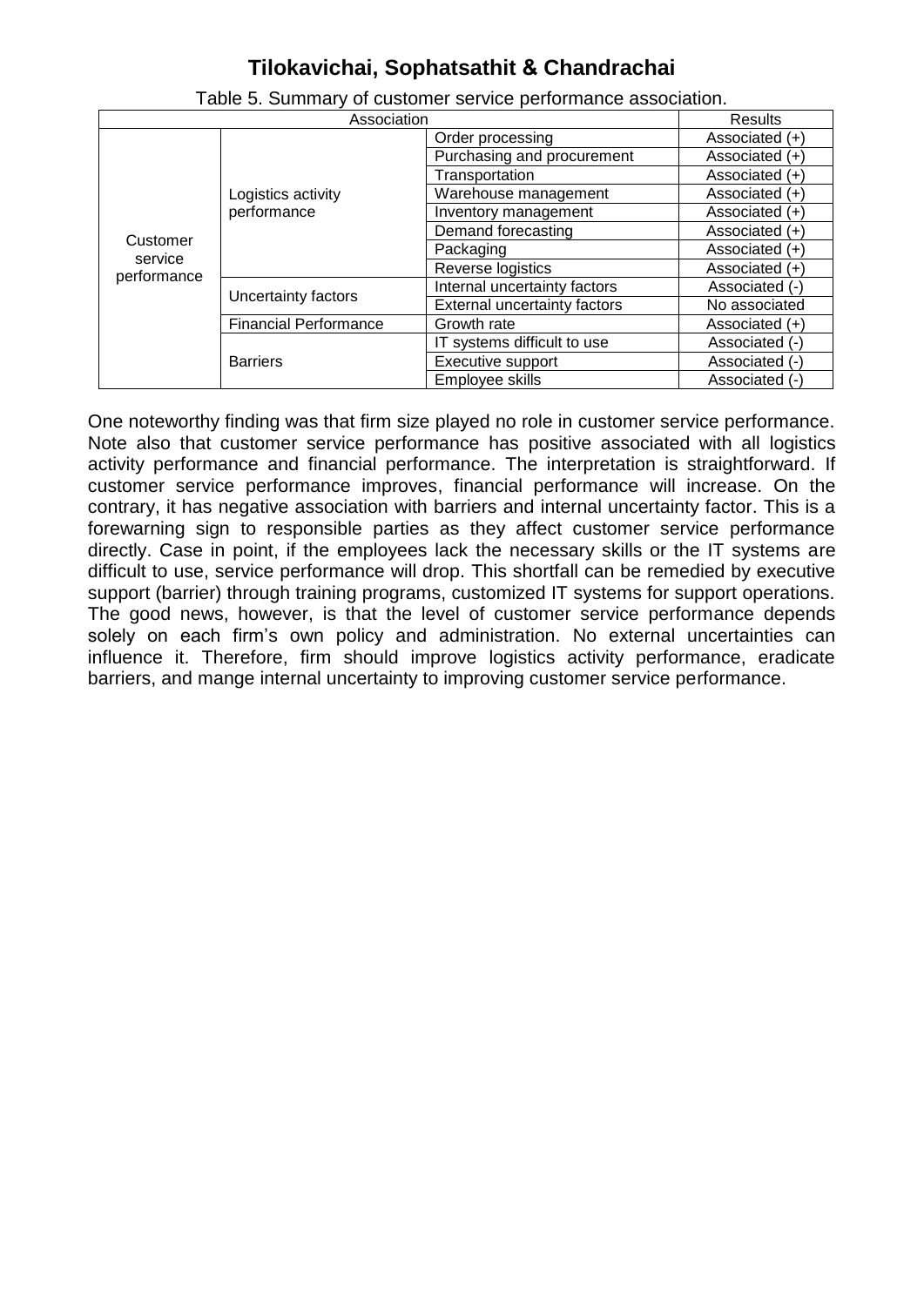Table 5. Summary of customer service performance association.

| Association | | | Results |
|---|---|---|---|
| Customer service performance | Logistics activity performance | Order processing | Associated (+) |
| | | Purchasing and procurement | Associated (+) |
| | | Transportation | Associated (+) |
| | | Warehouse management | Associated (+) |
| | | Inventory management | Associated (+) |
| | | Demand forecasting | Associated (+) |
| | | Packaging | Associated (+) |
| | | Reverse logistics | Associated (+) |
| | Uncertainty factors | Internal uncertainty factors | Associated (-) |
| | | External uncertainty factors | No associated |
| | Financial Performance | Growth rate | Associated (+) |
| | Barriers | IT systems difficult to use | Associated (-) |
| | | Executive support | Associated (-) |
| | | Employee skills | Associated (-) |

One noteworthy finding was that firm size played no role in customer service performance. Note also that customer service performance has positive associated with all logistics activity performance and financial performance. The interpretation is straightforward. If customer service performance improves, financial performance will increase. On the contrary, it has negative association with barriers and internal uncertainty factor. This is a forewarning sign to responsible parties as they affect customer service performance directly. Case in point, if the employees lack the necessary skills or the IT systems are difficult to use, service performance will drop. This shortfall can be remedied by executive support (barrier) through training programs, customized IT systems for support operations. The good news, however, is that the level of customer service performance depends solely on each firm's own policy and administration. No external uncertainties can influence it. Therefore, firm should improve logistics activity performance, eradicate barriers, and mange internal uncertainty to improving customer service performance.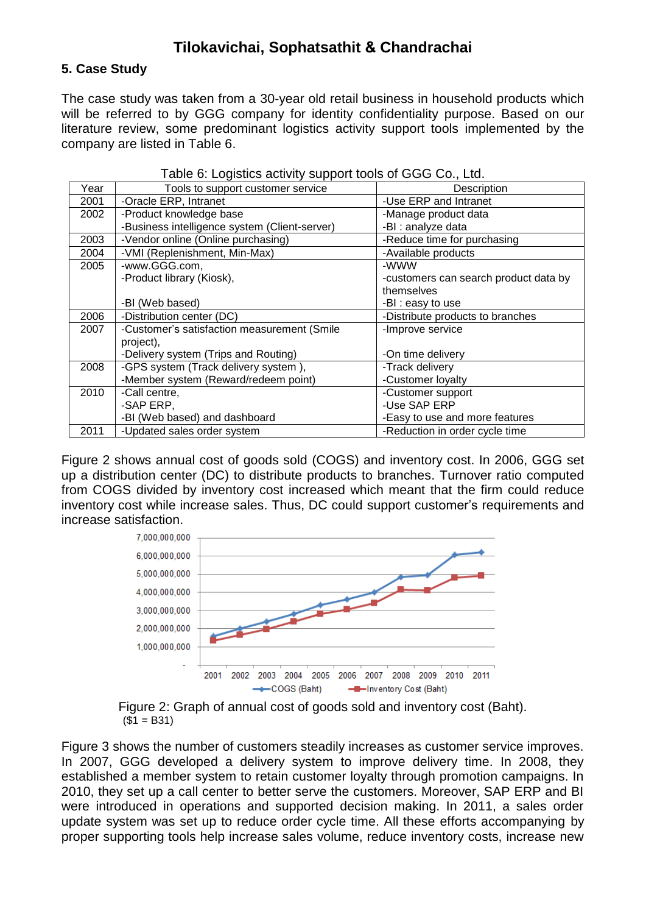## 5. Case Study

The case study was taken from a 30-year old retail business in household products which will be referred to by GGG company for identity confidentiality purpose. Based on our literature review, some predominant logistics activity support tools implemented by the company are listed in Table 6.

Table 6: Logistics activity support tools of GGG Co., Ltd.

| Year | Tools to support customer service | Description |
|---|---|---|
| 2001 | -Oracle ERP, Intranet | -Use ERP and Intranet |
| 2002 | -Product knowledge base<br>-Business intelligence system (Client-server) | -Manage product data<br>-BI : analyze data |
| 2003 | -Vendor online (Online purchasing) | -Reduce time for purchasing |
| 2004 | -VMI (Replenishment, Min-Max) | -Available products |
| 2005 | -www.GGG.com,<br>-Product library (Kiosk),<br>-BI (Web based) | -WWW<br>-customers can search product data by themselves<br>-BI : easy to use |
| 2006 | -Distribution center (DC) | -Distribute products to branches |
| 2007 | -Customer's satisfaction measurement (Smile project),<br>-Delivery system (Trips and Routing) | -Improve service<br>-On time delivery |
| 2008 | -GPS system (Track delivery system ),<br>-Member system (Reward/redeem point) | -Track delivery<br>-Customer loyalty |
| 2010 | -Call centre,<br>-SAP ERP,<br>-BI (Web based) and dashboard | -Customer support<br>-Use SAP ERP<br>-Easy to use and more features |
| 2011 | -Updated sales order system | -Reduction in order cycle time |

Figure 2 shows annual cost of goods sold (COGS) and inventory cost. In 2006, GGG set up a distribution center (DC) to distribute products to branches. Turnover ratio computed from COGS divided by inventory cost increased which meant that the firm could reduce inventory cost while increase sales. Thus, DC could support customer's requirements and increase satisfaction.

Figure 2: Graph of annual cost of goods sold and inventory cost (Baht).
($1 = B31)

Figure 3 shows the number of customers steadily increases as customer service improves. In 2007, GGG developed a delivery system to improve delivery time. In 2008, they established a member system to retain customer loyalty through promotion campaigns. In 2010, they set up a call center to better serve the customers. Moreover, SAP ERP and BI were introduced in operations and supported decision making. In 2011, a sales order update system was set up to reduce order cycle time. All these efforts accompanying by proper supporting tools help increase sales volume, reduce inventory costs, increase new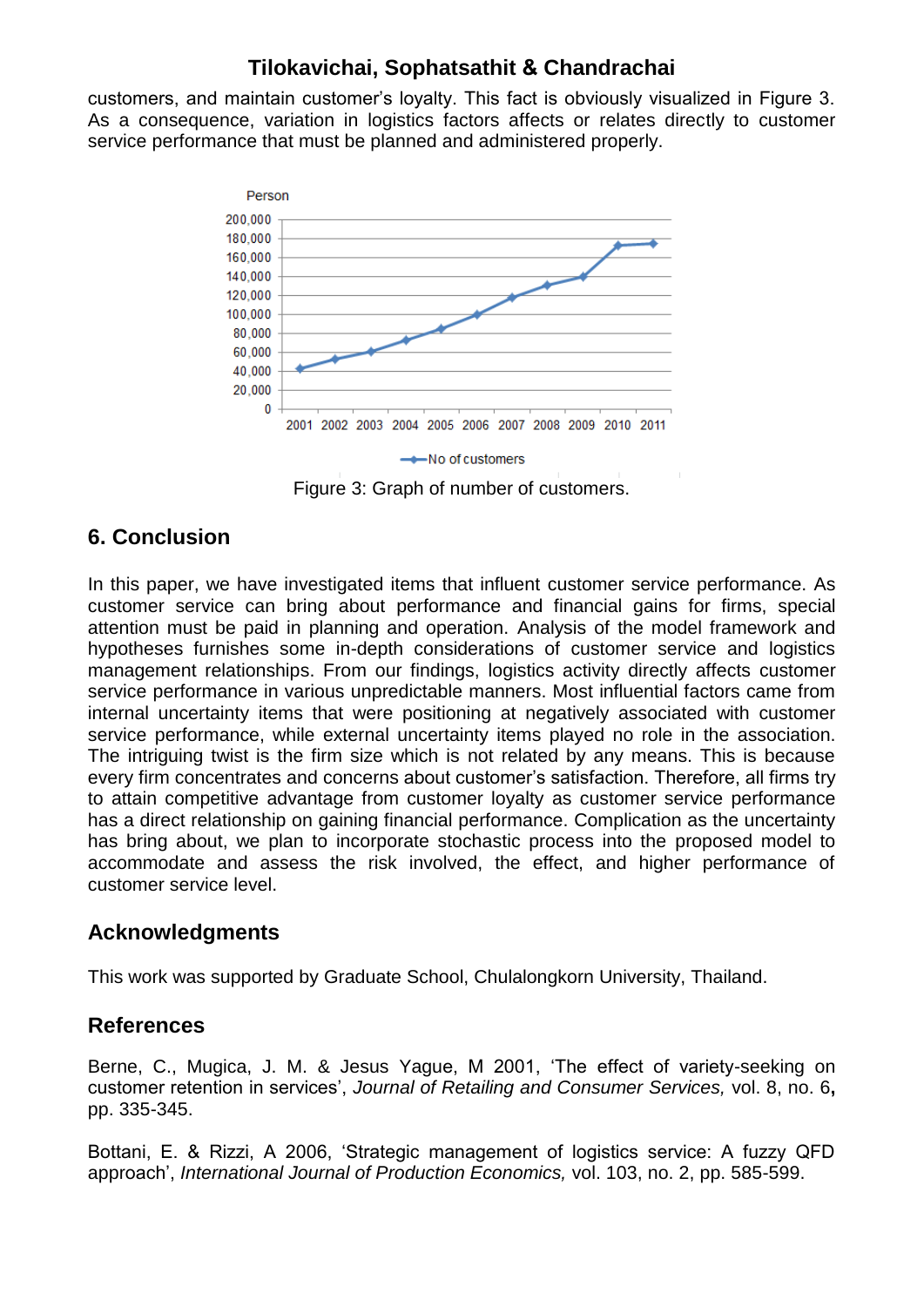customers, and maintain customer's loyalty. This fact is obviously visualized in Figure 3. As a consequence, variation in logistics factors affects or relates directly to customer service performance that must be planned and administered properly.

Figure 3: Graph of number of customers.

## 6. Conclusion

In this paper, we have investigated items that influent customer service performance. As customer service can bring about performance and financial gains for firms, special attention must be paid in planning and operation. Analysis of the model framework and hypotheses furnishes some in-depth considerations of customer service and logistics management relationships. From our findings, logistics activity directly affects customer service performance in various unpredictable manners. Most influential factors came from internal uncertainty items that were positioning at negatively associated with customer service performance, while external uncertainty items played no role in the association. The intriguing twist is the firm size which is not related by any means. This is because every firm concentrates and concerns about customer's satisfaction. Therefore, all firms try to attain competitive advantage from customer loyalty as customer service performance has a direct relationship on gaining financial performance. Complication as the uncertainty has bring about, we plan to incorporate stochastic process into the proposed model to accommodate and assess the risk involved, the effect, and higher performance of customer service level.

## Acknowledgments

This work was supported by Graduate School, Chulalongkorn University, Thailand.

## References

Berne, C., Mugica, J. M. & Jesus Yague, M 2001, 'The effect of variety-seeking on customer retention in services', *Journal of Retailing and Consumer Services,* vol. 8, no. 6**,** pp. 335-345.

Bottani, E. & Rizzi, A 2006, 'Strategic management of logistics service: A fuzzy QFD approach', *International Journal of Production Economics,* vol. 103, no. 2, pp. 585-599.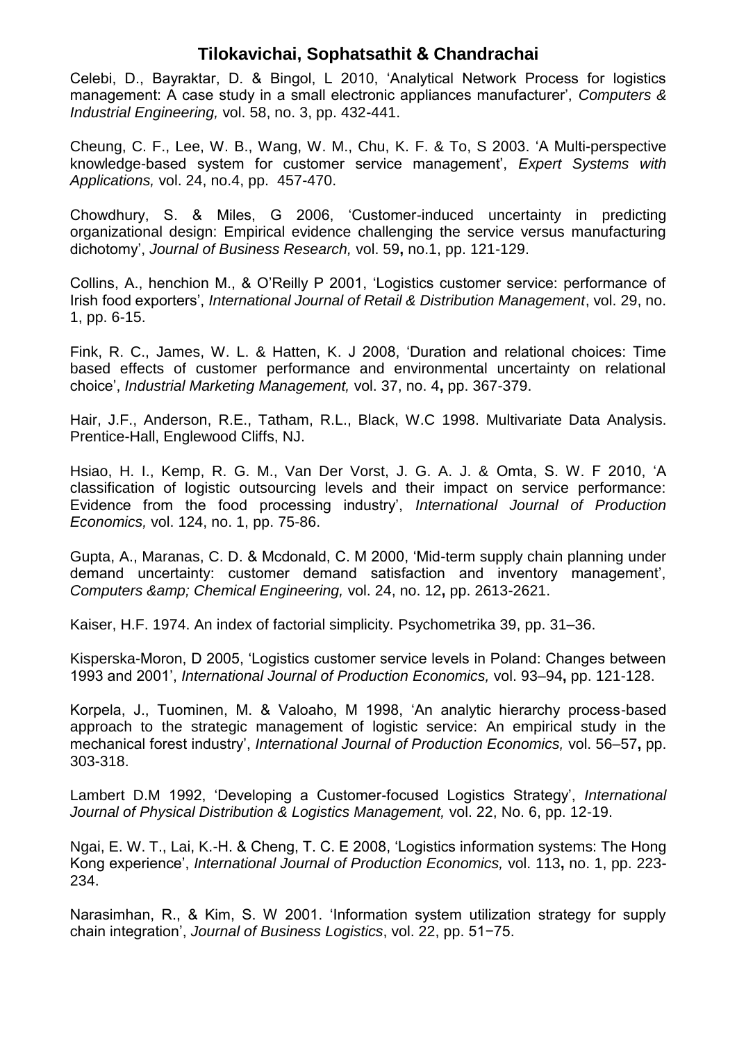Celebi, D., Bayraktar, D. & Bingol, L 2010, 'Analytical Network Process for logistics management: A case study in a small electronic appliances manufacturer', *Computers & Industrial Engineering,* vol. 58, no. 3, pp. 432-441.

Cheung, C. F., Lee, W. B., Wang, W. M., Chu, K. F. & To, S 2003. 'A Multi-perspective knowledge-based system for customer service management', *Expert Systems with Applications,* vol. 24, no.4, pp. 457-470.

Chowdhury, S. & Miles, G 2006, 'Customer-induced uncertainty in predicting organizational design: Empirical evidence challenging the service versus manufacturing dichotomy', *Journal of Business Research,* vol. 59**,** no.1, pp. 121-129.

Collins, A., henchion M., & O'Reilly P 2001, 'Logistics customer service: performance of Irish food exporters', *International Journal of Retail & Distribution Management*, vol. 29, no. 1, pp. 6-15.

Fink, R. C., James, W. L. & Hatten, K. J 2008, 'Duration and relational choices: Time based effects of customer performance and environmental uncertainty on relational choice', *Industrial Marketing Management,* vol. 37, no. 4**,** pp. 367-379.

Hair, J.F., Anderson, R.E., Tatham, R.L., Black, W.C 1998. Multivariate Data Analysis. Prentice-Hall, Englewood Cliffs, NJ.

Hsiao, H. I., Kemp, R. G. M., Van Der Vorst, J. G. A. J. & Omta, S. W. F 2010, 'A classification of logistic outsourcing levels and their impact on service performance: Evidence from the food processing industry', *International Journal of Production Economics,* vol. 124, no. 1, pp. 75-86.

Gupta, A., Maranas, C. D. & Mcdonald, C. M 2000, 'Mid-term supply chain planning under demand uncertainty: customer demand satisfaction and inventory management', *Computers &amp; Chemical Engineering,* vol. 24, no. 12**,** pp. 2613-2621.

Kaiser, H.F. 1974. An index of factorial simplicity. Psychometrika 39, pp. 31–36.

Kisperska-Moron, D 2005, 'Logistics customer service levels in Poland: Changes between 1993 and 2001', *International Journal of Production Economics,* vol. 93–94**,** pp. 121-128.

Korpela, J., Tuominen, M. & Valoaho, M 1998, 'An analytic hierarchy process-based approach to the strategic management of logistic service: An empirical study in the mechanical forest industry', *International Journal of Production Economics,* vol. 56–57**,** pp. 303-318.

Lambert D.M 1992, 'Developing a Customer-focused Logistics Strategy', *International Journal of Physical Distribution & Logistics Management,* vol. 22, No. 6, pp. 12-19.

Ngai, E. W. T., Lai, K.-H. & Cheng, T. C. E 2008, 'Logistics information systems: The Hong Kong experience', *International Journal of Production Economics,* vol. 113**,** no. 1, pp. 223-234.

Narasimhan, R., & Kim, S. W 2001. 'Information system utilization strategy for supply chain integration', *Journal of Business Logistics*, vol. 22, pp. 51−75.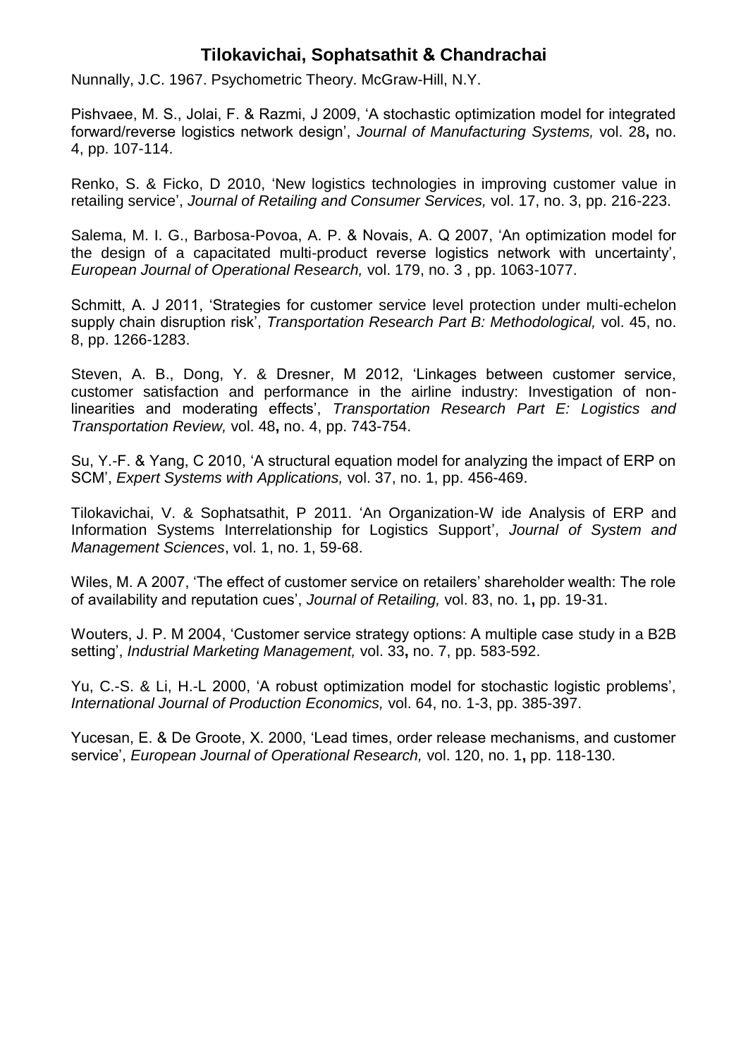Nunnally, J.C. 1967. Psychometric Theory. McGraw-Hill, N.Y.

Pishvaee, M. S., Jolai, F. & Razmi, J 2009, 'A stochastic optimization model for integrated forward/reverse logistics network design', *Journal of Manufacturing Systems,* vol. 28**,** no. 4, pp. 107-114.

Renko, S. & Ficko, D 2010, 'New logistics technologies in improving customer value in retailing service', *Journal of Retailing and Consumer Services,* vol. 17, no. 3, pp. 216-223.

Salema, M. I. G., Barbosa-Povoa, A. P. & Novais, A. Q 2007, 'An optimization model for the design of a capacitated multi-product reverse logistics network with uncertainty', *European Journal of Operational Research,* vol. 179, no. 3 , pp. 1063-1077.

Schmitt, A. J 2011, 'Strategies for customer service level protection under multi-echelon supply chain disruption risk', *Transportation Research Part B: Methodological,* vol. 45, no. 8, pp. 1266-1283.

Steven, A. B., Dong, Y. & Dresner, M 2012, 'Linkages between customer service, customer satisfaction and performance in the airline industry: Investigation of non-linearities and moderating effects', *Transportation Research Part E: Logistics and Transportation Review,* vol. 48**,** no. 4, pp. 743-754.

Su, Y.-F. & Yang, C 2010, 'A structural equation model for analyzing the impact of ERP on SCM', *Expert Systems with Applications,* vol. 37, no. 1, pp. 456-469.

Tilokavichai, V. & Sophatsathit, P 2011. 'An Organization-W ide Analysis of ERP and Information Systems Interrelationship for Logistics Support', *Journal of System and Management Sciences*, vol. 1, no. 1, 59-68.

Wiles, M. A 2007, 'The effect of customer service on retailers' shareholder wealth: The role of availability and reputation cues', *Journal of Retailing,* vol. 83, no. 1**,** pp. 19-31.

Wouters, J. P. M 2004, 'Customer service strategy options: A multiple case study in a B2B setting', *Industrial Marketing Management,* vol. 33**,** no. 7, pp. 583-592.

Yu, C.-S. & Li, H.-L 2000, 'A robust optimization model for stochastic logistic problems', *International Journal of Production Economics,* vol. 64, no. 1-3, pp. 385-397.

Yucesan, E. & De Groote, X. 2000, 'Lead times, order release mechanisms, and customer service', *European Journal of Operational Research,* vol. 120, no. 1**,** pp. 118-130.